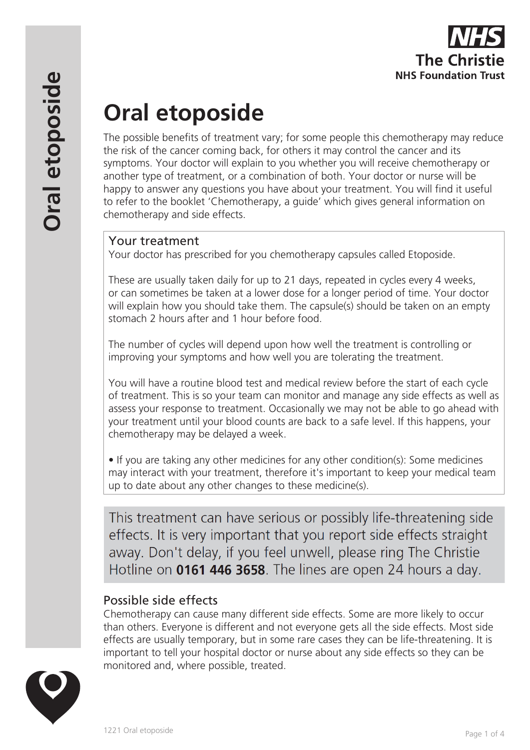# Oral etoposide

The possible benefits of treatment vary; for some people this chemotherapy may reduce the risk of the cancer coming back, for others it may control the cancer and its symptoms. Your doctor will explain to you whether you will receive chemotherapy or another type of treatment, or a combination of both. Your doctor or nurse will be happy to answer any questions you have about your treatment. You will find it useful to refer to the booklet 'Chemotherapy, a guide' which gives general information on chemotherapy and side effects.

## Your treatment

Your doctor has prescribed for you chemotherapy capsules called Etoposide.

These are usually taken daily for up to 21 days, repeated in cycles every 4 weeks, or can sometimes be taken at a lower dose for a longer period of time. Your doctor will explain how you should take them. The capsule(s) should be taken on an empty stomach 2 hours after and 1 hour before food.

The number of cycles will depend upon how well the treatment is controlling or improving your symptoms and how well you are tolerating the treatment.

You will have a routine blood test and medical review before the start of each cycle of treatment. This is so your team can monitor and manage any side effects as well as assess your response to treatment. Occasionally we may not be able to go ahead with your treatment until your blood counts are back to a safe level. If this happens, your chemotherapy may be delayed a week.

- If you are taking any other medicines for any other condition(s): Some medicines may interact with your treatment, therefore it's important to keep your medical team up to date about any other changes to these medicine(s).

This treatment can have serious or possibly life-threatening side effects. It is very important that you report side effects straight away. Don't delay, if you feel unwell, please ring The Christie Hotline on **0161 446 3658**. The lines are open 24 hours a day.

## Possible side effects

Chemotherapy can cause many different side effects. Some are more likely to occur than others. Everyone is different and not everyone gets all the side effects. Most side effects are usually temporary, but in some rare cases they can be life-threatening. It is important to tell your hospital doctor or nurse about any side effects so they can be monitored and, where possible, treated.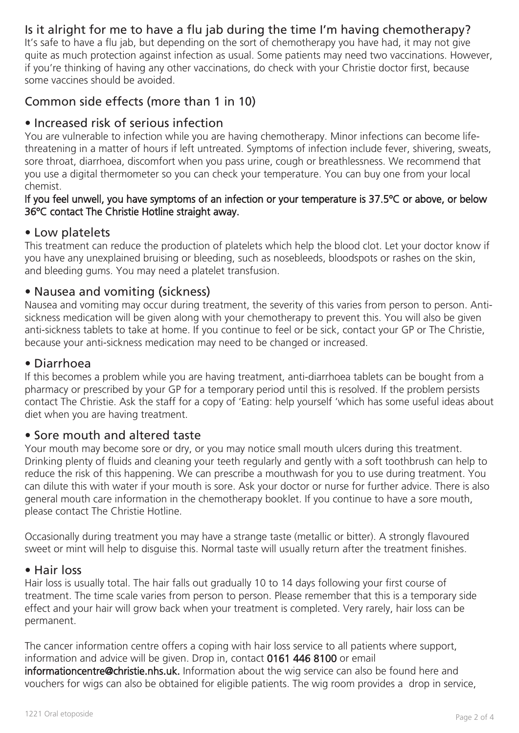## Is it alright for me to have a flu jab during the time I'm having chemotherapy?

It's safe to have a flu jab, but depending on the sort of chemotherapy you have had, it may not give quite as much protection against infection as usual. Some patients may need two vaccinations. However, if you're thinking of having any other vaccinations, do check with your Christie doctor first, because some vaccines should be avoided.

## Common side effects (more than 1 in 10)

### • Increased risk of serious infection

You are vulnerable to infection while you are having chemotherapy. Minor infections can become life-threatening in a matter of hours if left untreated. Symptoms of infection include fever, shivering, sweats, sore throat, diarrhoea, discomfort when you pass urine, cough or breathlessness. We recommend that you use a digital thermometer so you can check your temperature. You can buy one from your local chemist.

**If you feel unwell, you have symptoms of an infection or your temperature is 37.5ºC or above, or below 36ºC contact The Christie Hotline straight away.**

### • Low platelets

This treatment can reduce the production of platelets which help the blood clot. Let your doctor know if you have any unexplained bruising or bleeding, such as nosebleeds, bloodspots or rashes on the skin, and bleeding gums. You may need a platelet transfusion.

### • Nausea and vomiting (sickness)

Nausea and vomiting may occur during treatment, the severity of this varies from person to person. Anti-sickness medication will be given along with your chemotherapy to prevent this. You will also be given anti-sickness tablets to take at home. If you continue to feel or be sick, contact your GP or The Christie, because your anti-sickness medication may need to be changed or increased.

### • Diarrhoea

If this becomes a problem while you are having treatment, anti-diarrhoea tablets can be bought from a pharmacy or prescribed by your GP for a temporary period until this is resolved. If the problem persists contact The Christie. Ask the staff for a copy of 'Eating: help yourself 'which has some useful ideas about diet when you are having treatment.

### • Sore mouth and altered taste

Your mouth may become sore or dry, or you may notice small mouth ulcers during this treatment. Drinking plenty of fluids and cleaning your teeth regularly and gently with a soft toothbrush can help to reduce the risk of this happening. We can prescribe a mouthwash for you to use during treatment. You can dilute this with water if your mouth is sore. Ask your doctor or nurse for further advice. There is also general mouth care information in the chemotherapy booklet. If you continue to have a sore mouth, please contact The Christie Hotline.

Occasionally during treatment you may have a strange taste (metallic or bitter). A strongly flavoured sweet or mint will help to disguise this. Normal taste will usually return after the treatment finishes.

### • Hair loss

Hair loss is usually total. The hair falls out gradually 10 to 14 days following your first course of treatment. The time scale varies from person to person. Please remember that this is a temporary side effect and your hair will grow back when your treatment is completed. Very rarely, hair loss can be permanent.

The cancer information centre offers a coping with hair loss service to all patients where support, information and advice will be given. Drop in, contact **0161 446 8100** or email **informationcentre@christie.nhs.uk.** Information about the wig service can also be found here and vouchers for wigs can also be obtained for eligible patients. The wig room provides a drop in service,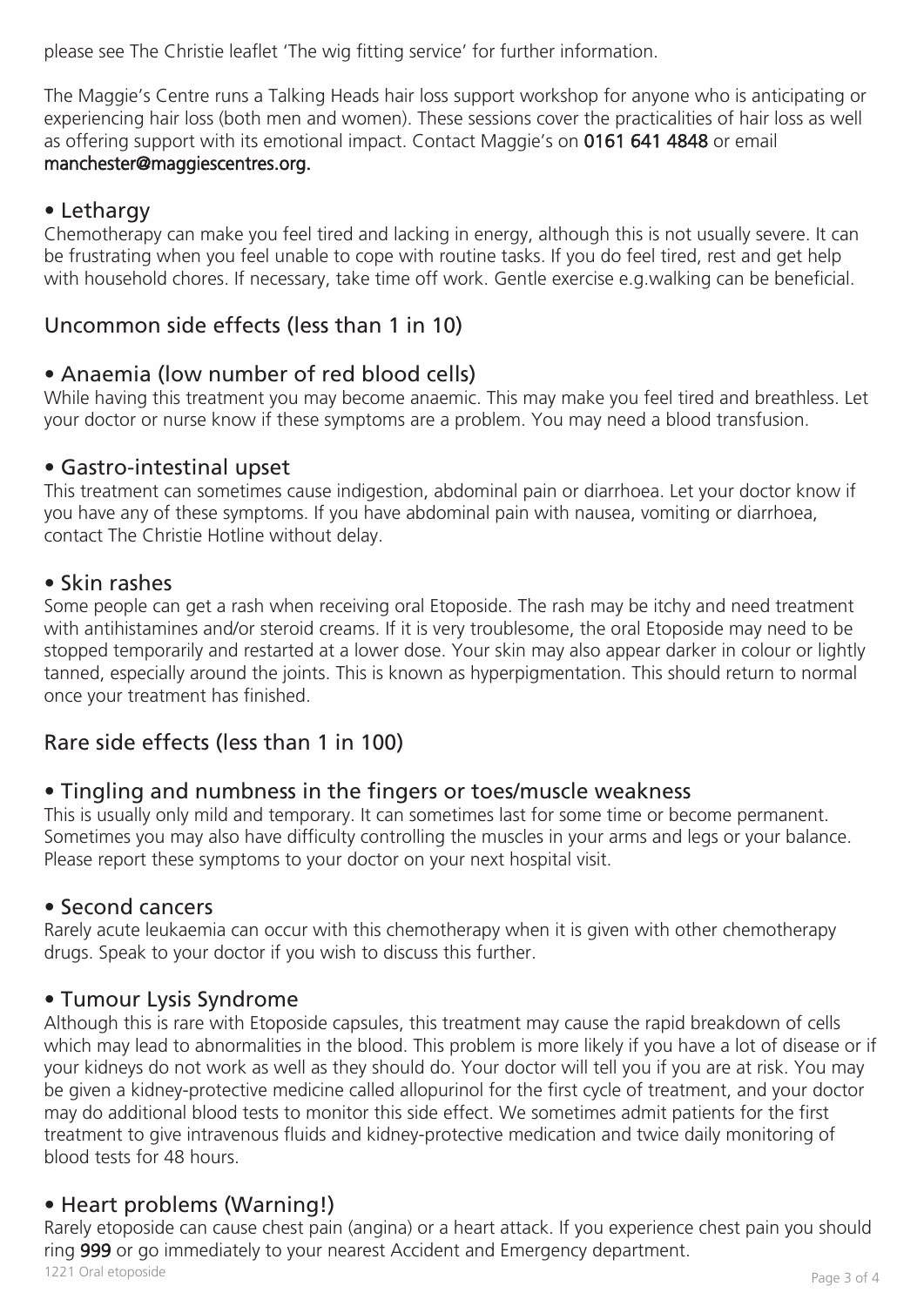please see The Christie leaflet 'The wig fitting service' for further information.

The Maggie's Centre runs a Talking Heads hair loss support workshop for anyone who is anticipating or experiencing hair loss (both men and women). These sessions cover the practicalities of hair loss as well as offering support with its emotional impact. Contact Maggie's on **0161 641 4848** or email **manchester@maggiescentres.org.**

### • Lethargy

Chemotherapy can make you feel tired and lacking in energy, although this is not usually severe. It can be frustrating when you feel unable to cope with routine tasks. If you do feel tired, rest and get help with household chores. If necessary, take time off work. Gentle exercise e.g.walking can be beneficial.

## Uncommon side effects (less than 1 in 10)

### • Anaemia (low number of red blood cells)

While having this treatment you may become anaemic. This may make you feel tired and breathless. Let your doctor or nurse know if these symptoms are a problem. You may need a blood transfusion.

### • Gastro-intestinal upset

This treatment can sometimes cause indigestion, abdominal pain or diarrhoea. Let your doctor know if you have any of these symptoms. If you have abdominal pain with nausea, vomiting or diarrhoea, contact The Christie Hotline without delay.

### • Skin rashes

Some people can get a rash when receiving oral Etoposide. The rash may be itchy and need treatment with antihistamines and/or steroid creams. If it is very troublesome, the oral Etoposide may need to be stopped temporarily and restarted at a lower dose. Your skin may also appear darker in colour or lightly tanned, especially around the joints. This is known as hyperpigmentation. This should return to normal once your treatment has finished.

## Rare side effects (less than 1 in 100)

### • Tingling and numbness in the fingers or toes/muscle weakness

This is usually only mild and temporary. It can sometimes last for some time or become permanent. Sometimes you may also have difficulty controlling the muscles in your arms and legs or your balance. Please report these symptoms to your doctor on your next hospital visit.

### • Second cancers

Rarely acute leukaemia can occur with this chemotherapy when it is given with other chemotherapy drugs. Speak to your doctor if you wish to discuss this further.

### • Tumour Lysis Syndrome

Although this is rare with Etoposide capsules, this treatment may cause the rapid breakdown of cells which may lead to abnormalities in the blood. This problem is more likely if you have a lot of disease or if your kidneys do not work as well as they should do. Your doctor will tell you if you are at risk. You may be given a kidney-protective medicine called allopurinol for the first cycle of treatment, and your doctor may do additional blood tests to monitor this side effect. We sometimes admit patients for the first treatment to give intravenous fluids and kidney-protective medication and twice daily monitoring of blood tests for 48 hours.

### • Heart problems (Warning!)

Rarely etoposide can cause chest pain (angina) or a heart attack. If you experience chest pain you should ring **999** or go immediately to your nearest Accident and Emergency department.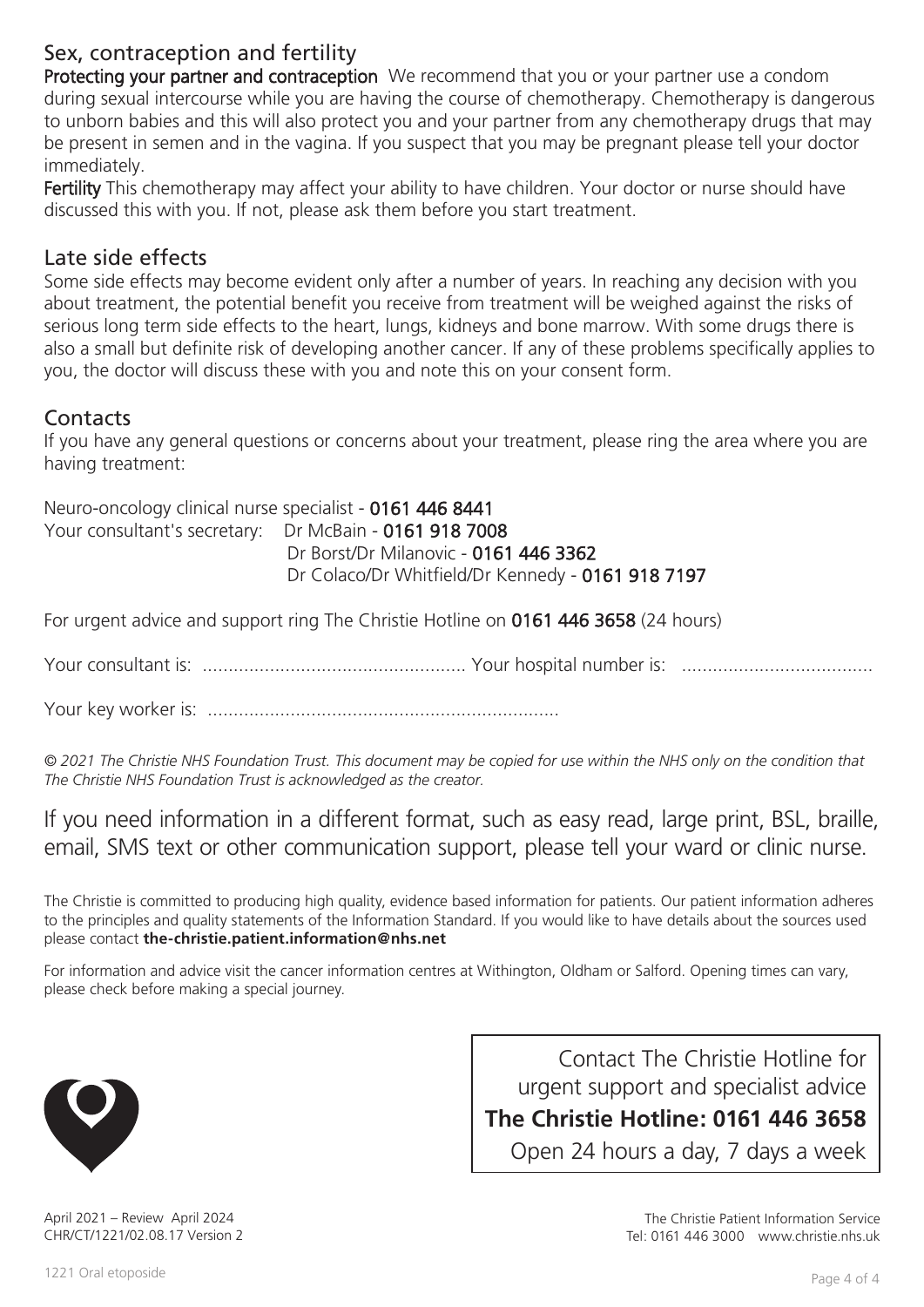## Sex, contraception and fertility

**Protecting your partner and contraception** We recommend that you or your partner use a condom during sexual intercourse while you are having the course of chemotherapy. Chemotherapy is dangerous to unborn babies and this will also protect you and your partner from any chemotherapy drugs that may be present in semen and in the vagina. If you suspect that you may be pregnant please tell your doctor immediately.

**Fertility** This chemotherapy may affect your ability to have children. Your doctor or nurse should have discussed this with you. If not, please ask them before you start treatment.

## Late side effects

Some side effects may become evident only after a number of years. In reaching any decision with you about treatment, the potential benefit you receive from treatment will be weighed against the risks of serious long term side effects to the heart, lungs, kidneys and bone marrow. With some drugs there is also a small but definite risk of developing another cancer. If any of these problems specifically applies to you, the doctor will discuss these with you and note this on your consent form.

## Contacts

If you have any general questions or concerns about your treatment, please ring the area where you are having treatment:

Neuro-oncology clinical nurse specialist - **0161 446 8441**
Your consultant's secretary: Dr McBain - **0161 918 7008**
Dr Borst/Dr Milanovic - **0161 446 3362**
Dr Colaco/Dr Whitfield/Dr Kennedy - **0161 918 7197**

For urgent advice and support ring The Christie Hotline on **0161 446 3658** (24 hours)

Your consultant is: .................................................. Your hospital number is: ....................................

Your key worker is: ...................................................................

*© 2021 The Christie NHS Foundation Trust. This document may be copied for use within the NHS only on the condition that The Christie NHS Foundation Trust is acknowledged as the creator.*

If you need information in a different format, such as easy read, large print, BSL, braille, email, SMS text or other communication support, please tell your ward or clinic nurse.

The Christie is committed to producing high quality, evidence based information for patients. Our patient information adheres to the principles and quality statements of the Information Standard. If you would like to have details about the sources used please contact **the-christie.patient.information@nhs.net**

For information and advice visit the cancer information centres at Withington, Oldham or Salford. Opening times can vary, please check before making a special journey.

Contact The Christie Hotline for urgent support and specialist advice
**The Christie Hotline: 0161 446 3658**
Open 24 hours a day, 7 days a week

April 2021 – Review April 2024
CHR/CT/1221/02.08.17 Version 2

The Christie Patient Information Service
Tel: 0161 446 3000 www.christie.nhs.uk

1221 Oral etoposide